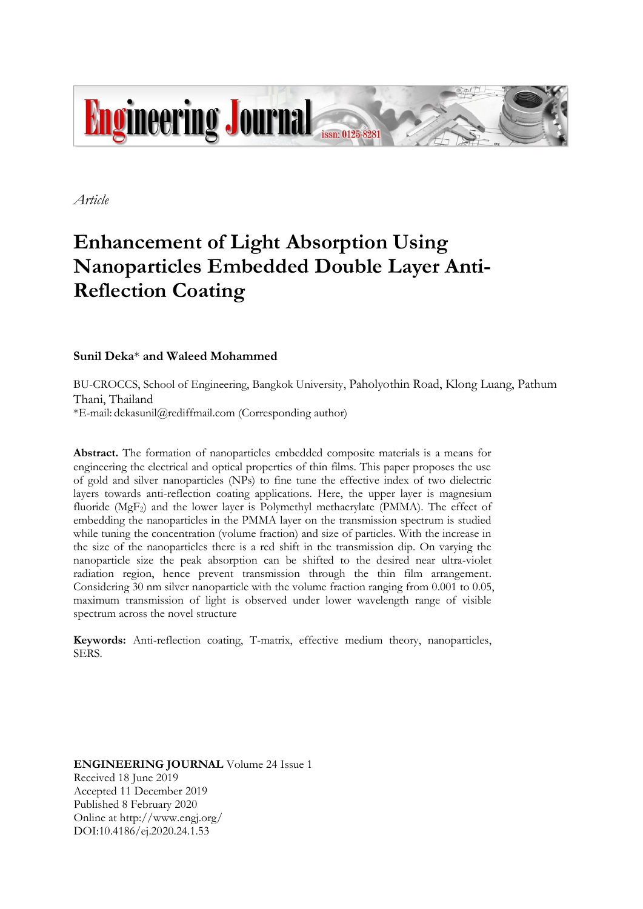*Article*

# Enhancement of Light Absorption Using Nanoparticles Embedded Double Layer Anti-Reflection Coating

**Sunil Deka*** **and Waleed Mohammed**

BU-CROCCS, School of Engineering, Bangkok University, Paholyothin Road, Klong Luang, Pathum Thani, Thailand

*E-mail: dekasunil@rediffmail.com (Corresponding author)

**Abstract.** The formation of nanoparticles embedded composite materials is a means for engineering the electrical and optical properties of thin films. This paper proposes the use of gold and silver nanoparticles (NPs) to fine tune the effective index of two dielectric layers towards anti-reflection coating applications. Here, the upper layer is magnesium fluoride ($MgF_2$) and the lower layer is Polymethyl methacrylate (PMMA). The effect of embedding the nanoparticles in the PMMA layer on the transmission spectrum is studied while tuning the concentration (volume fraction) and size of particles. With the increase in the size of the nanoparticles there is a red shift in the transmission dip. On varying the nanoparticle size the peak absorption can be shifted to the desired near ultra-violet radiation region, hence prevent transmission through the thin film arrangement. Considering 30 nm silver nanoparticle with the volume fraction ranging from 0.001 to 0.05, maximum transmission of light is observed under lower wavelength range of visible spectrum across the novel structure

**Keywords:** Anti-reflection coating, T-matrix, effective medium theory, nanoparticles, SERS.

**ENGINEERING JOURNAL** Volume 24 Issue 1
Received 18 June 2019
Accepted 11 December 2019
Published 8 February 2020
Online at http://www.engj.org/
DOI:10.4186/ej.2020.24.1.53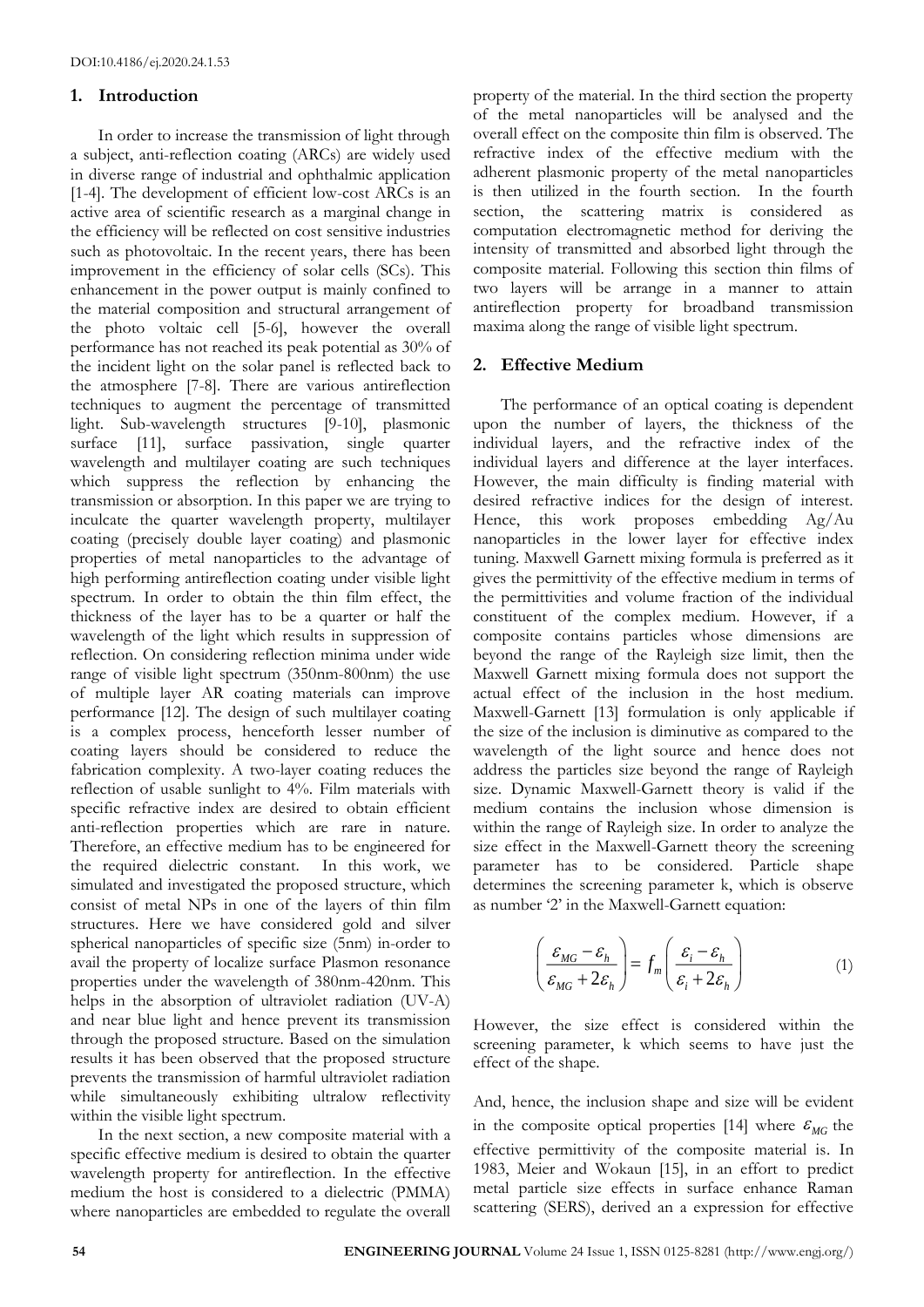## 1. Introduction

In order to increase the transmission of light through a subject, anti-reflection coating (ARCs) are widely used in diverse range of industrial and ophthalmic application [1-4]. The development of efficient low-cost ARCs is an active area of scientific research as a marginal change in the efficiency will be reflected on cost sensitive industries such as photovoltaic. In the recent years, there has been improvement in the efficiency of solar cells (SCs). This enhancement in the power output is mainly confined to the material composition and structural arrangement of the photo voltaic cell [5-6], however the overall performance has not reached its peak potential as 30% of the incident light on the solar panel is reflected back to the atmosphere [7-8]. There are various antireflection techniques to augment the percentage of transmitted light. Sub-wavelength structures [9-10], plasmonic surface [11], surface passivation, single quarter wavelength and multilayer coating are such techniques which suppress the reflection by enhancing the transmission or absorption. In this paper we are trying to inculcate the quarter wavelength property, multilayer coating (precisely double layer coating) and plasmonic properties of metal nanoparticles to the advantage of high performing antireflection coating under visible light spectrum. In order to obtain the thin film effect, the thickness of the layer has to be a quarter or half the wavelength of the light which results in suppression of reflection. On considering reflection minima under wide range of visible light spectrum (350nm-800nm) the use of multiple layer AR coating materials can improve performance [12]. The design of such multilayer coating is a complex process, henceforth lesser number of coating layers should be considered to reduce the fabrication complexity. A two-layer coating reduces the reflection of usable sunlight to 4%. Film materials with specific refractive index are desired to obtain efficient anti-reflection properties which are rare in nature. Therefore, an effective medium has to be engineered for the required dielectric constant. In this work, we simulated and investigated the proposed structure, which consist of metal NPs in one of the layers of thin film structures. Here we have considered gold and silver spherical nanoparticles of specific size (5nm) in-order to avail the property of localize surface Plasmon resonance properties under the wavelength of 380nm-420nm. This helps in the absorption of ultraviolet radiation (UV-A) and near blue light and hence prevent its transmission through the proposed structure. Based on the simulation results it has been observed that the proposed structure prevents the transmission of harmful ultraviolet radiation while simultaneously exhibiting ultralow reflectivity within the visible light spectrum.

In the next section, a new composite material with a specific effective medium is desired to obtain the quarter wavelength property for antireflection. In the effective medium the host is considered to a dielectric (PMMA) where nanoparticles are embedded to regulate the overall property of the material. In the third section the property of the metal nanoparticles will be analysed and the overall effect on the composite thin film is observed. The refractive index of the effective medium with the adherent plasmonic property of the metal nanoparticles is then utilized in the fourth section. In the fourth section, the scattering matrix is considered as computation electromagnetic method for deriving the intensity of transmitted and absorbed light through the composite material. Following this section thin films of two layers will be arrange in a manner to attain antireflection property for broadband transmission maxima along the range of visible light spectrum.

## 2. Effective Medium

The performance of an optical coating is dependent upon the number of layers, the thickness of the individual layers, and the refractive index of the individual layers and difference at the layer interfaces. However, the main difficulty is finding material with desired refractive indices for the design of interest. Hence, this work proposes embedding Ag/Au nanoparticles in the lower layer for effective index tuning. Maxwell Garnett mixing formula is preferred as it gives the permittivity of the effective medium in terms of the permittivities and volume fraction of the individual constituent of the complex medium. However, if a composite contains particles whose dimensions are beyond the range of the Rayleigh size limit, then the Maxwell Garnett mixing formula does not support the actual effect of the inclusion in the host medium. Maxwell-Garnett [13] formulation is only applicable if the size of the inclusion is diminutive as compared to the wavelength of the light source and hence does not address the particles size beyond the range of Rayleigh size. Dynamic Maxwell-Garnett theory is valid if the medium contains the inclusion whose dimension is within the range of Rayleigh size. In order to analyze the size effect in the Maxwell-Garnett theory the screening parameter has to be considered. Particle shape determines the screening parameter k, which is observe as number '2' in the Maxwell-Garnett equation:

$$\left(\frac{\varepsilon_{MG}-\varepsilon_h}{\varepsilon_{MG}+2\varepsilon_h}\right)=f_m\left(\frac{\varepsilon_i-\varepsilon_h}{\varepsilon_i+2\varepsilon_h}\right) \tag{1}$$

However, the size effect is considered within the screening parameter, k which seems to have just the effect of the shape.

And, hence, the inclusion shape and size will be evident in the composite optical properties [14] where $\varepsilon_{MG}$ the effective permittivity of the composite material is. In 1983, Meier and Wokaun [15], in an effort to predict metal particle size effects in surface enhance Raman scattering (SERS), derived an a expression for effective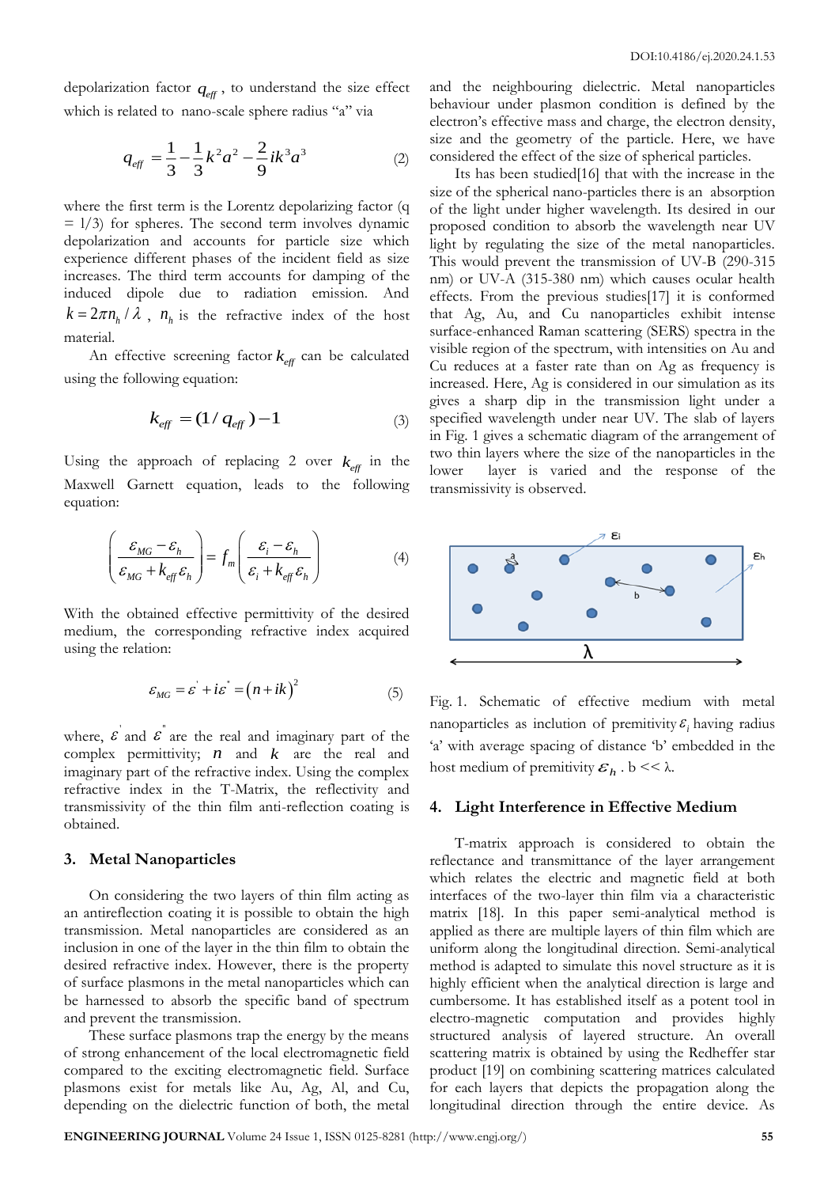depolarization factor $q_{eff}$, to understand the size effect which is related to nano-scale sphere radius "a" via

$$q_{eff} = \frac{1}{3} - \frac{1}{3}k^2a^2 - \frac{2}{9}ik^3a^3 \tag{2}$$

where the first term is the Lorentz depolarizing factor (q = 1/3) for spheres. The second term involves dynamic depolarization and accounts for particle size which experience different phases of the incident field as size increases. The third term accounts for damping of the induced dipole due to radiation emission. And $k = 2\pi n_h / \lambda$, $n_h$ is the refractive index of the host material.

An effective screening factor $k_{eff}$ can be calculated using the following equation:

$$k_{eff} = (1/q_{eff}) - 1 \tag{3}$$

Using the approach of replacing 2 over $k_{eff}$ in the Maxwell Garnett equation, leads to the following equation:

$$\left(\frac{\varepsilon_{MG} - \varepsilon_h}{\varepsilon_{MG} + k_{eff}\varepsilon_h}\right) = f_m\left(\frac{\varepsilon_i - \varepsilon_h}{\varepsilon_i + k_{eff}\varepsilon_h}\right) \tag{4}$$

With the obtained effective permittivity of the desired medium, the corresponding refractive index acquired using the relation:

$$\varepsilon_{MG} = \varepsilon^{'} + i\varepsilon^{"} = \left(n + ik\right)^2 \tag{5}$$

where, $\varepsilon^{'}$ and $\varepsilon^{"}$ are the real and imaginary part of the complex permittivity; $n$ and $k$ are the real and imaginary part of the refractive index. Using the complex refractive index in the T-Matrix, the reflectivity and transmissivity of the thin film anti-reflection coating is obtained.

## 3. Metal Nanoparticles

On considering the two layers of thin film acting as an antireflection coating it is possible to obtain the high transmission. Metal nanoparticles are considered as an inclusion in one of the layer in the thin film to obtain the desired refractive index. However, there is the property of surface plasmons in the metal nanoparticles which can be harnessed to absorb the specific band of spectrum and prevent the transmission.

These surface plasmons trap the energy by the means of strong enhancement of the local electromagnetic field compared to the exciting electromagnetic field. Surface plasmons exist for metals like Au, Ag, Al, and Cu, depending on the dielectric function of both, the metal and the neighbouring dielectric. Metal nanoparticles behaviour under plasmon condition is defined by the electron's effective mass and charge, the electron density, size and the geometry of the particle. Here, we have considered the effect of the size of spherical particles.

Its has been studied[16] that with the increase in the size of the spherical nano-particles there is an absorption of the light under higher wavelength. Its desired in our proposed condition to absorb the wavelength near UV light by regulating the size of the metal nanoparticles. This would prevent the transmission of UV-B (290-315 nm) or UV-A (315-380 nm) which causes ocular health effects. From the previous studies[17] it is conformed that Ag, Au, and Cu nanoparticles exhibit intense surface-enhanced Raman scattering (SERS) spectra in the visible region of the spectrum, with intensities on Au and Cu reduces at a faster rate than on Ag as frequency is increased. Here, Ag is considered in our simulation as its gives a sharp dip in the transmission light under a specified wavelength under near UV. The slab of layers in Fig. 1 gives a schematic diagram of the arrangement of two thin layers where the size of the nanoparticles in the lower layer is varied and the response of the transmissivity is observed.

Fig. 1. Schematic of effective medium with metal nanoparticles as inclusion of premitivity $\varepsilon_i$ having radius 'a' with average spacing of distance 'b' embedded in the host medium of permitivity $\varepsilon_h$ . b << λ.

## 4. Light Interference in Effective Medium

T-matrix approach is considered to obtain the reflectance and transmittance of the layer arrangement which relates the electric and magnetic field at both interfaces of the two-layer thin film via a characteristic matrix [18]. In this paper semi-analytical method is applied as there are multiple layers of thin film which are uniform along the longitudinal direction. Semi-analytical method is adapted to simulate this novel structure as it is highly efficient when the analytical direction is large and cumbersome. It has established itself as a potent tool in electro-magnetic computation and provides highly structured analysis of layered structure. An overall scattering matrix is obtained by using the Redheffer star product [19] on combining scattering matrices calculated for each layers that depicts the propagation along the longitudinal direction through the entire device. As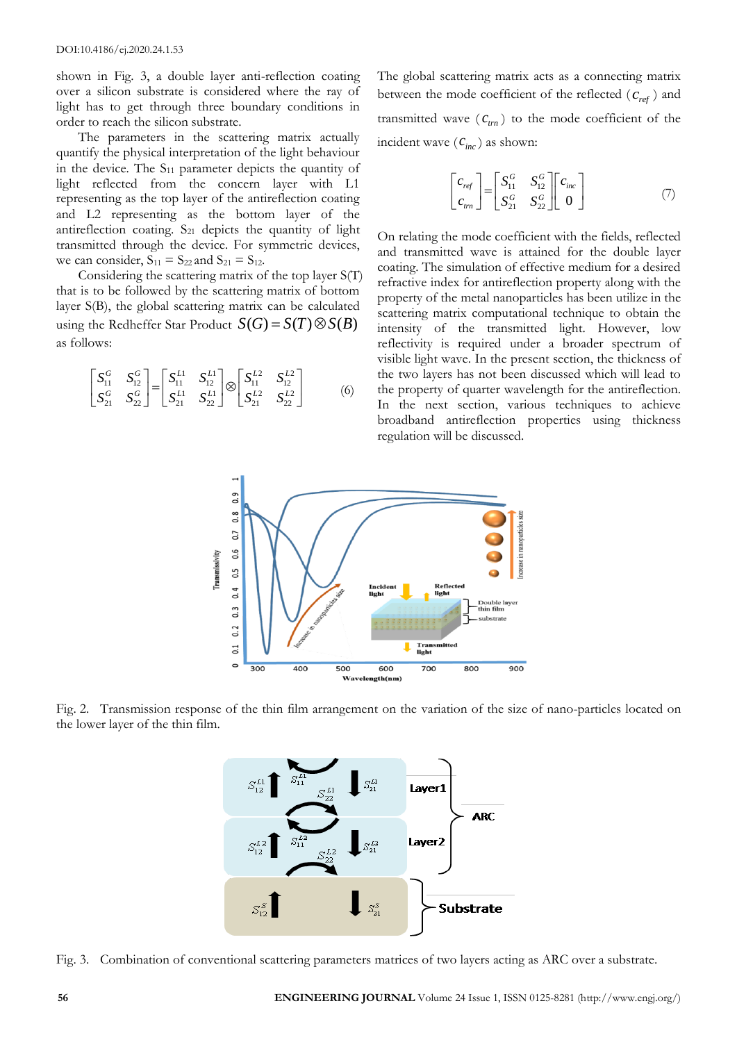shown in Fig. 3, a double layer anti-reflection coating over a silicon substrate is considered where the ray of light has to get through three boundary conditions in order to reach the silicon substrate.

The parameters in the scattering matrix actually quantify the physical interpretation of the light behaviour in the device. The $S_{11}$ parameter depicts the quantity of light reflected from the concern layer with L1 representing as the top layer of the antireflection coating and L2 representing as the bottom layer of the antireflection coating. $S_{21}$ depicts the quantity of light transmitted through the device. For symmetric devices, we can consider, $S_{11} = S_{22}$ and $S_{21} = S_{12}$.

Considering the scattering matrix of the top layer S(T) that is to be followed by the scattering matrix of bottom layer S(B), the global scattering matrix can be calculated using the Redheffer Star Product $S(G) = S(T) \otimes S(B)$ as follows:

$$\begin{bmatrix} S_{11}^{G} & S_{12}^{G} \\ S_{21}^{G} & S_{22}^{G} \end{bmatrix} = \begin{bmatrix} S_{11}^{L1} & S_{12}^{L1} \\ S_{21}^{L1} & S_{22}^{L1} \end{bmatrix} \otimes \begin{bmatrix} S_{11}^{L2} & S_{12}^{L2} \\ S_{21}^{L2} & S_{22}^{L2} \end{bmatrix} \tag{6}$$

The global scattering matrix acts as a connecting matrix between the mode coefficient of the reflected ($c_{ref}$) and transmitted wave ($c_{trn}$) to the mode coefficient of the incident wave ($c_{inc}$) as shown:

$$\begin{bmatrix} c_{ref} \\ c_{trn} \end{bmatrix} = \begin{bmatrix} S_{11}^{G} & S_{12}^{G} \\ S_{21}^{G} & S_{22}^{G} \end{bmatrix} \begin{bmatrix} c_{inc} \\ 0 \end{bmatrix} \tag{7}$$

On relating the mode coefficient with the fields, reflected and transmitted wave is attained for the double layer coating. The simulation of effective medium for a desired refractive index for antireflection property along with the property of the metal nanoparticles has been utilize in the scattering matrix computational technique to obtain the intensity of the transmitted light. However, low reflectivity is required under a broader spectrum of visible light wave. In the present section, the thickness of the two layers has not been discussed which will lead to the property of quarter wavelength for the antireflection. In the next section, various techniques to achieve broadband antireflection properties using thickness regulation will be discussed.

Transmissivity
0 0.1 0.2 0.3 0.4 0.5 0.6 0.7 0.8 0.9 1
300 400 500 600 700 800 900
Wavelength(nm)
Increase in nanoparticles size
Increase in nanoparticles size
Incident light
Reflected light
Double layer thin film
substrate
Transmitted light

Fig. 2. Transmission response of the thin film arrangement on the variation of the size of nano-particles located on the lower layer of the thin film.

$S_{12}^{L1}$ $S_{11}^{L1}$ $S_{22}^{L1}$ $S_{21}^{L1}$ Layer1
$S_{12}^{L2}$ $S_{11}^{L2}$ $S_{22}^{L2}$ $S_{21}^{L2}$ Layer2
ARC
$S_{12}^{S}$ $S_{21}^{S}$ Substrate

Fig. 3. Combination of conventional scattering parameters matrices of two layers acting as ARC over a substrate.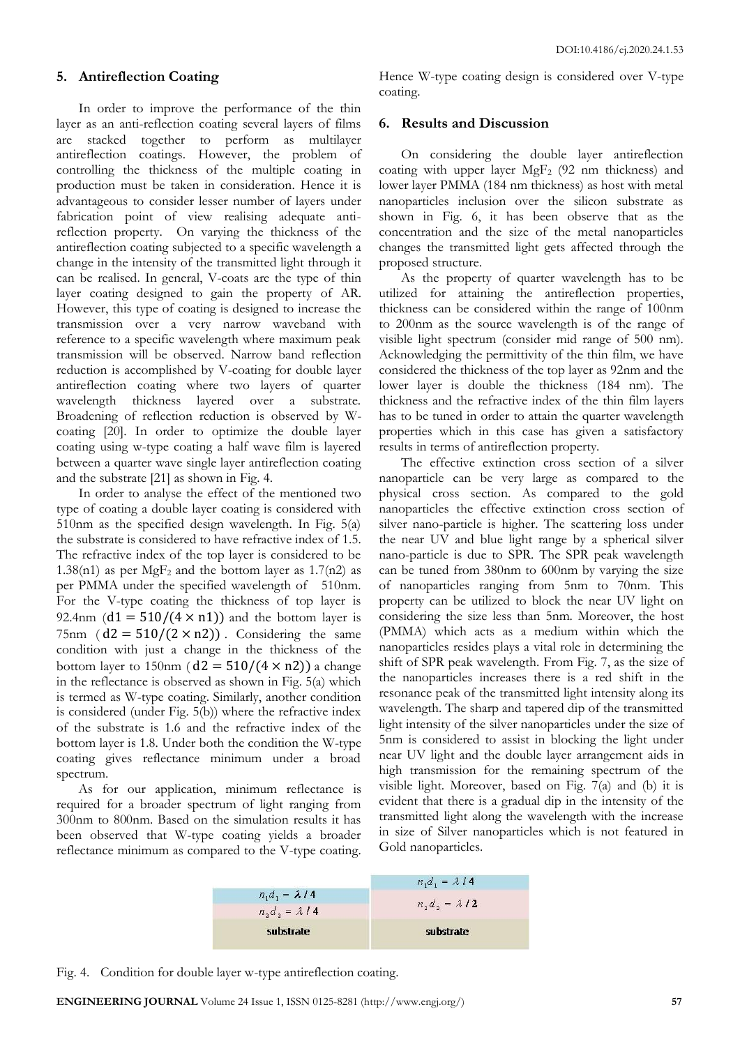## 5. Antireflection Coating

In order to improve the performance of the thin layer as an anti-reflection coating several layers of films are stacked together to perform as multilayer antireflection coatings. However, the problem of controlling the thickness of the multiple coating in production must be taken in consideration. Hence it is advantageous to consider lesser number of layers under fabrication point of view realising adequate anti-reflection property. On varying the thickness of the antireflection coating subjected to a specific wavelength a change in the intensity of the transmitted light through it can be realised. In general, V-coats are the type of thin layer coating designed to gain the property of AR. However, this type of coating is designed to increase the transmission over a very narrow waveband with reference to a specific wavelength where maximum peak transmission will be observed. Narrow band reflection reduction is accomplished by V-coating for double layer antireflection coating where two layers of quarter wavelength thickness layered over a substrate. Broadening of reflection reduction is observed by W-coating [20]. In order to optimize the double layer coating using w-type coating a half wave film is layered between a quarter wave single layer antireflection coating and the substrate [21] as shown in Fig. 4.

In order to analyse the effect of the mentioned two type of coating a double layer coating is considered with 510nm as the specified design wavelength. In Fig. 5(a) the substrate is considered to have refractive index of 1.5. The refractive index of the top layer is considered to be 1.38(n1) as per $MgF_2$ and the bottom layer as 1.7(n2) as per PMMA under the specified wavelength of 510nm. For the V-type coating the thickness of top layer is 92.4nm ($d1 = 510/(4 \times n1)$) and the bottom layer is 75nm ($d2 = 510/(2 \times n2)$). Considering the same condition with just a change in the thickness of the bottom layer to 150nm ($d2 = 510/(4 \times n2)$) a change in the reflectance is observed as shown in Fig. 5(a) which is termed as W-type coating. Similarly, another condition is considered (under Fig. 5(b)) where the refractive index of the substrate is 1.6 and the refractive index of the bottom layer is 1.8. Under both the condition the W-type coating gives reflectance minimum under a broad spectrum.

As for our application, minimum reflectance is required for a broader spectrum of light ranging from 300nm to 800nm. Based on the simulation results it has been observed that W-type coating yields a broader reflectance minimum as compared to the V-type coating. Hence W-type coating design is considered over V-type coating.

## 6. Results and Discussion

On considering the double layer antireflection coating with upper layer $MgF_2$ (92 nm thickness) and lower layer PMMA (184 nm thickness) as host with metal nanoparticles inclusion over the silicon substrate as shown in Fig. 6, it has been observe that as the concentration and the size of the metal nanoparticles changes the transmitted light gets affected through the proposed structure.

As the property of quarter wavelength has to be utilized for attaining the antireflection properties, thickness can be considered within the range of 100nm to 200nm as the source wavelength is of the range of visible light spectrum (consider mid range of 500 nm). Acknowledging the permittivity of the thin film, we have considered the thickness of the top layer as 92nm and the lower layer is double the thickness (184 nm). The thickness and the refractive index of the thin film layers has to be tuned in order to attain the quarter wavelength properties which in this case has given a satisfactory results in terms of antireflection property.

The effective extinction cross section of a silver nanoparticle can be very large as compared to the physical cross section. As compared to the gold nanoparticles the effective extinction cross section of silver nano-particle is higher. The scattering loss under the near UV and blue light range by a spherical silver nano-particle is due to SPR. The SPR peak wavelength can be tuned from 380nm to 600nm by varying the size of nanoparticles ranging from 5nm to 70nm. This property can be utilized to block the near UV light on considering the size less than 5nm. Moreover, the host (PMMA) which acts as a medium within which the nanoparticles resides plays a vital role in determining the shift of SPR peak wavelength. From Fig. 7, as the size of the nanoparticles increases there is a red shift in the resonance peak of the transmitted light intensity along its wavelength. The sharp and tapered dip of the transmitted light intensity of the silver nanoparticles under the size of 5nm is considered to assist in blocking the light under near UV light and the double layer arrangement aids in high transmission for the remaining spectrum of the visible light. Moreover, based on Fig. 7(a) and (b) it is evident that there is a gradual dip in the intensity of the transmitted light along the wavelength with the increase in size of Silver nanoparticles which is not featured in Gold nanoparticles.

$n_1 d_1 = \lambda / 4$

$n_2 d_2 = \lambda / 4$

substrate

$n_1 d_1 = \lambda / 4$

$n_2 d_2 = \lambda / 2$

substrate

Fig. 4. Condition for double layer w-type antireflection coating.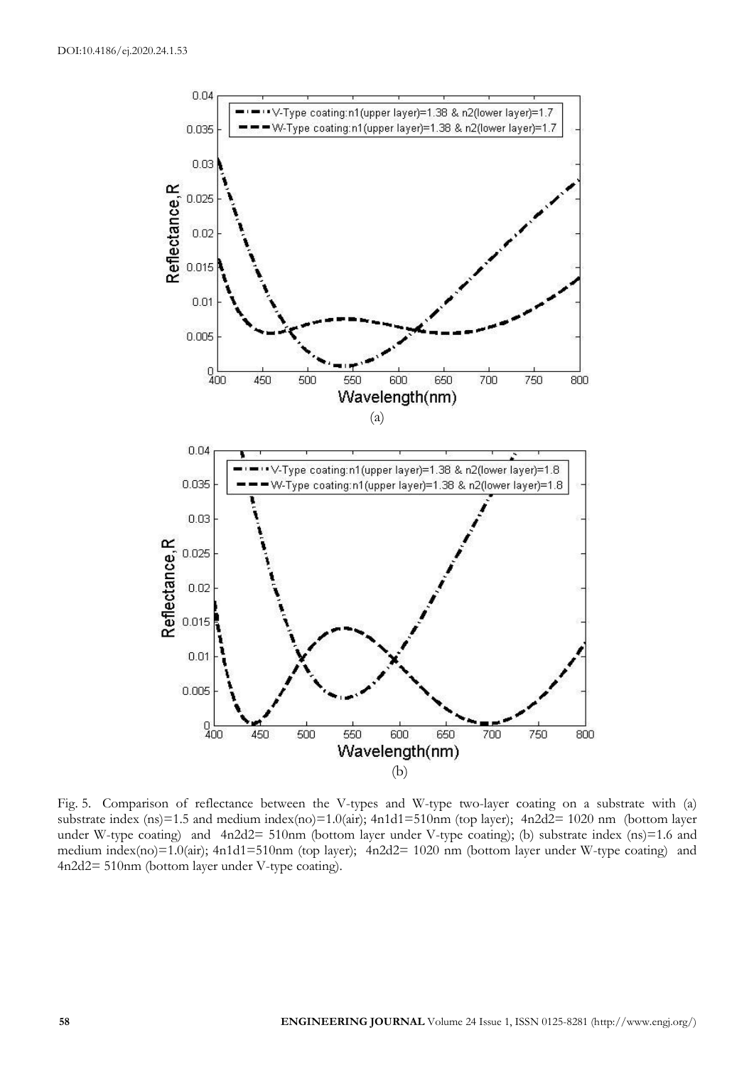0.04
V-Type coating:n1(upper layer)=1.38 & n2(lower layer)=1.7
W-Type coating:n1(upper layer)=1.38 & n2(lower layer)=1.7
0.035
0.03
0.025
0.02
0.015
0.01
0.005
0
Reflectance, R
400 450 500 550 600 650 700 750 800
Wavelength(nm)

(a)

0.04
V-Type coating:n1(upper layer)=1.38 & n2(lower layer)=1.8
W-Type coating:n1(upper layer)=1.38 & n2(lower layer)=1.8
0.035
0.03
0.025
0.02
0.015
0.01
0.005
0
Reflectance, R
400 450 500 550 600 650 700 750 800
Wavelength(nm)

(b)

Fig. 5. Comparison of reflectance between the V-types and W-type two-layer coating on a substrate with (a) substrate index (ns)=1.5 and medium index(no)=1.0(air); 4n1d1=510nm (top layer); 4n2d2= 1020 nm (bottom layer under W-type coating) and 4n2d2= 510nm (bottom layer under V-type coating); (b) substrate index (ns)=1.6 and medium index(no)=1.0(air); 4n1d1=510nm (top layer); 4n2d2= 1020 nm (bottom layer under W-type coating) and 4n2d2= 510nm (bottom layer under V-type coating).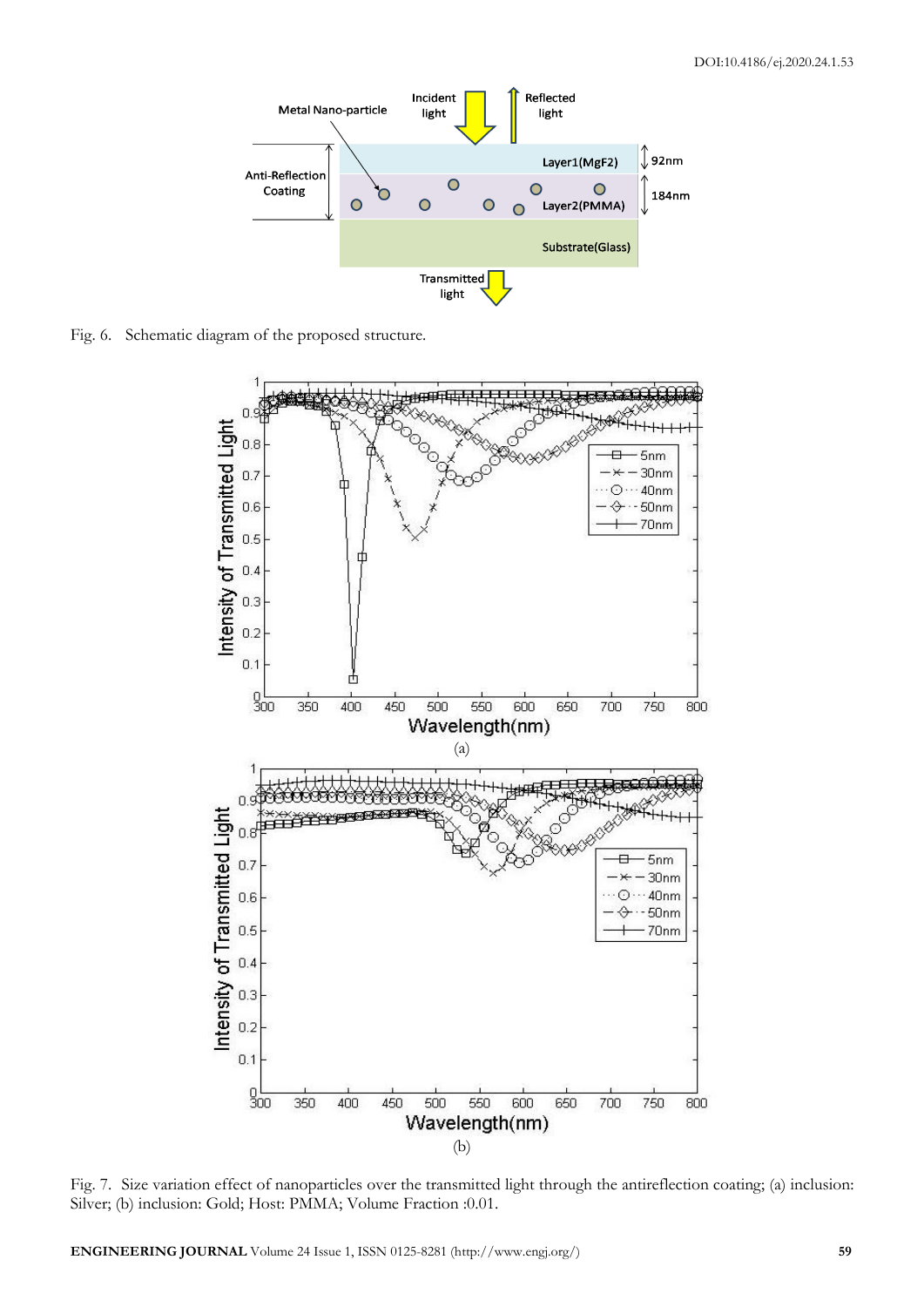Metal Nano-particle

Incident light

Reflected light

Anti-Reflection Coating

Layer1(MgF2)

92nm

Layer2(PMMA)

184nm

Substrate(Glass)

Transmitted light

Fig. 6. Schematic diagram of the proposed structure.

Intensity of Transmitted Light

Wavelength(nm)

5nm
30nm
40nm
50nm
70nm

(a)

Intensity of Transmitted Light

Wavelength(nm)

5nm
30nm
40nm
50nm
70nm

(b)

Fig. 7. Size variation effect of nanoparticles over the transmitted light through the antireflection coating; (a) inclusion: Silver; (b) inclusion: Gold; Host: PMMA; Volume Fraction :0.01.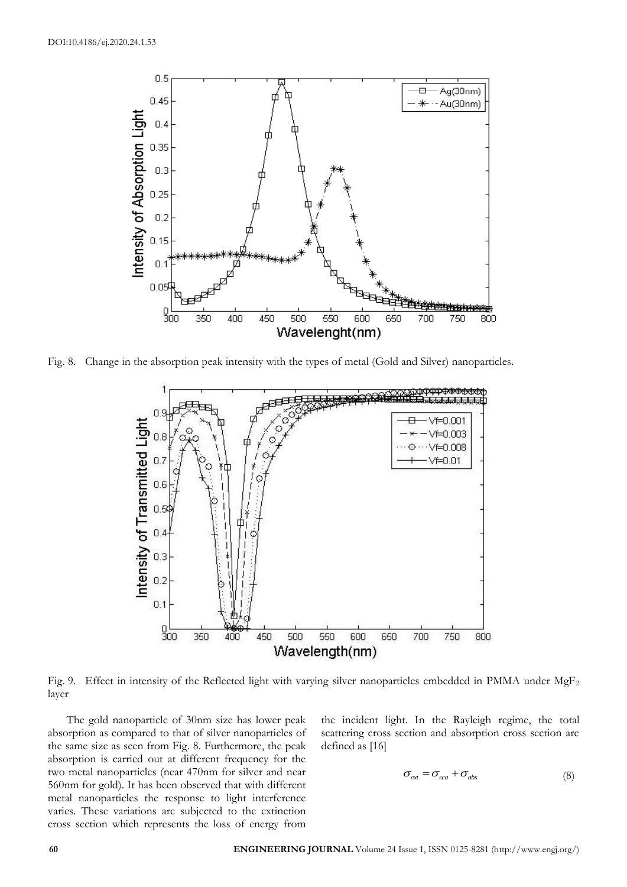Ag(30nm)
Au(30nm)

Intensity of Absorption Light

0.5
0.45
0.4
0.35
0.3
0.25
0.2
0.15
0.1
0.05
0

300 350 400 450 500 550 600 650 700 750 800

Wavelenght(nm)

Fig. 8. Change in the absorption peak intensity with the types of metal (Gold and Silver) nanoparticles.

Vf=0.001
Vf=0.003
Vf=0.008
Vf=0.01

Intensity of Transmitted Light

1
0.9
0.8
0.7
0.6
0.5
0.4
0.3
0.2
0.1
0

300 350 400 450 500 550 600 650 700 750 800

Wavelength(nm)

Fig. 9. Effect in intensity of the Reflected light with varying silver nanoparticles embedded in PMMA under $MgF_2$ layer

The gold nanoparticle of 30nm size has lower peak absorption as compared to that of silver nanoparticles of the same size as seen from Fig. 8. Furthermore, the peak absorption is carried out at different frequency for the two metal nanoparticles (near 470nm for silver and near 560nm for gold). It has been observed that with different metal nanoparticles the response to light interference varies. These variations are subjected to the extinction cross section which represents the loss of energy from the incident light. In the Rayleigh regime, the total scattering cross section and absorption cross section are defined as [16]

$$\sigma_{ext} = \sigma_{sca} + \sigma_{abs} \tag{8}$$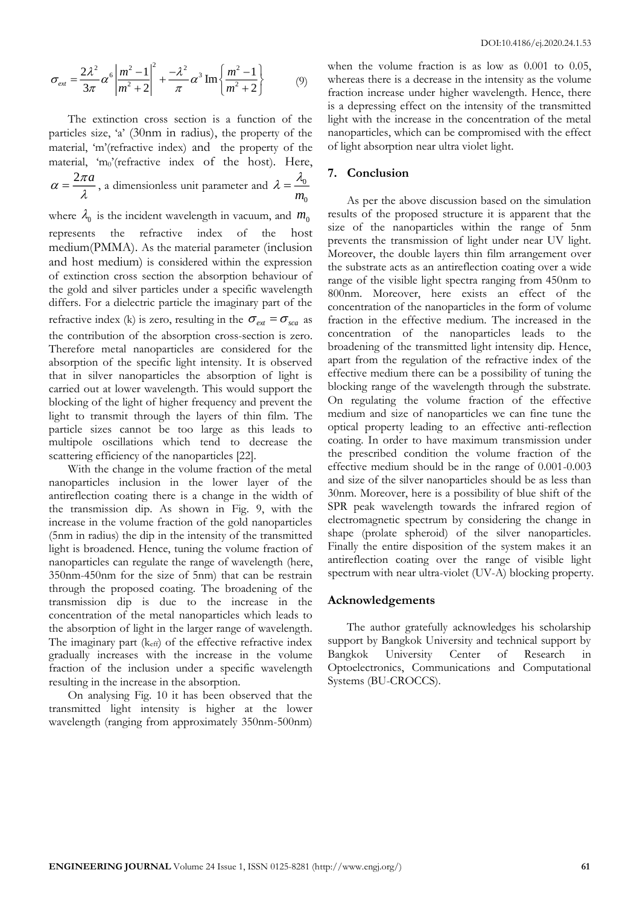$$\sigma_{ext} = \frac{2\lambda^2}{3\pi}\alpha^6\left|\frac{m^2-1}{m^2+2}\right|^2 + \frac{-\lambda^2}{\pi}\alpha^3 \operatorname{Im}\left\{\frac{m^2-1}{m^2+2}\right\} \tag{9}$$

The extinction cross section is a function of the particles size, 'a' (30nm in radius), the property of the material, 'm'(refractive index) and the property of the material, '$m_0$'(refractive index of the host). Here, $\alpha = \frac{2\pi a}{\lambda}$, a dimensionless unit parameter and $\lambda = \frac{\lambda_0}{m_0}$ where $\lambda_0$ is the incident wavelength in vacuum, and $m_0$ represents the refractive index of the host medium(PMMA). As the material parameter (inclusion and host medium) is considered within the expression of extinction cross section the absorption behaviour of the gold and silver particles under a specific wavelength differs. For a dielectric particle the imaginary part of the refractive index (k) is zero, resulting in the $\sigma_{ext} = \sigma_{sca}$ as the contribution of the absorption cross-section is zero. Therefore metal nanoparticles are considered for the absorption of the specific light intensity. It is observed that in silver nanoparticles the absorption of light is carried out at lower wavelength. This would support the blocking of the light of higher frequency and prevent the light to transmit through the layers of thin film. The particle sizes cannot be too large as this leads to multipole oscillations which tend to decrease the scattering efficiency of the nanoparticles [22].

With the change in the volume fraction of the metal nanoparticles inclusion in the lower layer of the antireflection coating there is a change in the width of the transmission dip. As shown in Fig. 9, with the increase in the volume fraction of the gold nanoparticles (5nm in radius) the dip in the intensity of the transmitted light is broadened. Hence, tuning the volume fraction of nanoparticles can regulate the range of wavelength (here, 350nm-450nm for the size of 5nm) that can be restrain through the proposed coating. The broadening of the transmission dip is due to the increase in the concentration of the metal nanoparticles which leads to the absorption of light in the larger range of wavelength. The imaginary part ($k_{eff}$) of the effective refractive index gradually increases with the increase in the volume fraction of the inclusion under a specific wavelength resulting in the increase in the absorption.

On analysing Fig. 10 it has been observed that the transmitted light intensity is higher at the lower wavelength (ranging from approximately 350nm-500nm) when the volume fraction is as low as 0.001 to 0.05, whereas there is a decrease in the intensity as the volume fraction increase under higher wavelength. Hence, there is a depressing effect on the intensity of the transmitted light with the increase in the concentration of the metal nanoparticles, which can be compromised with the effect of light absorption near ultra violet light.

## 7. Conclusion

As per the above discussion based on the simulation results of the proposed structure it is apparent that the size of the nanoparticles within the range of 5nm prevents the transmission of light under near UV light. Moreover, the double layers thin film arrangement over the substrate acts as an antireflection coating over a wide range of the visible light spectra ranging from 450nm to 800nm. Moreover, here exists an effect of the concentration of the nanoparticles in the form of volume fraction in the effective medium. The increased in the concentration of the nanoparticles leads to the broadening of the transmitted light intensity dip. Hence, apart from the regulation of the refractive index of the effective medium there can be a possibility of tuning the blocking range of the wavelength through the substrate. On regulating the volume fraction of the effective medium and size of nanoparticles we can fine tune the optical property leading to an effective anti-reflection coating. In order to have maximum transmission under the prescribed condition the volume fraction of the effective medium should be in the range of 0.001-0.003 and size of the silver nanoparticles should be as less than 30nm. Moreover, here is a possibility of blue shift of the SPR peak wavelength towards the infrared region of electromagnetic spectrum by considering the change in shape (prolate spheroid) of the silver nanoparticles. Finally the entire disposition of the system makes it an antireflection coating over the range of visible light spectrum with near ultra-violet (UV-A) blocking property.

## Acknowledgements

The author gratefully acknowledges his scholarship support by Bangkok University and technical support by Bangkok University Center of Research in Optoelectronics, Communications and Computational Systems (BU-CROCCS).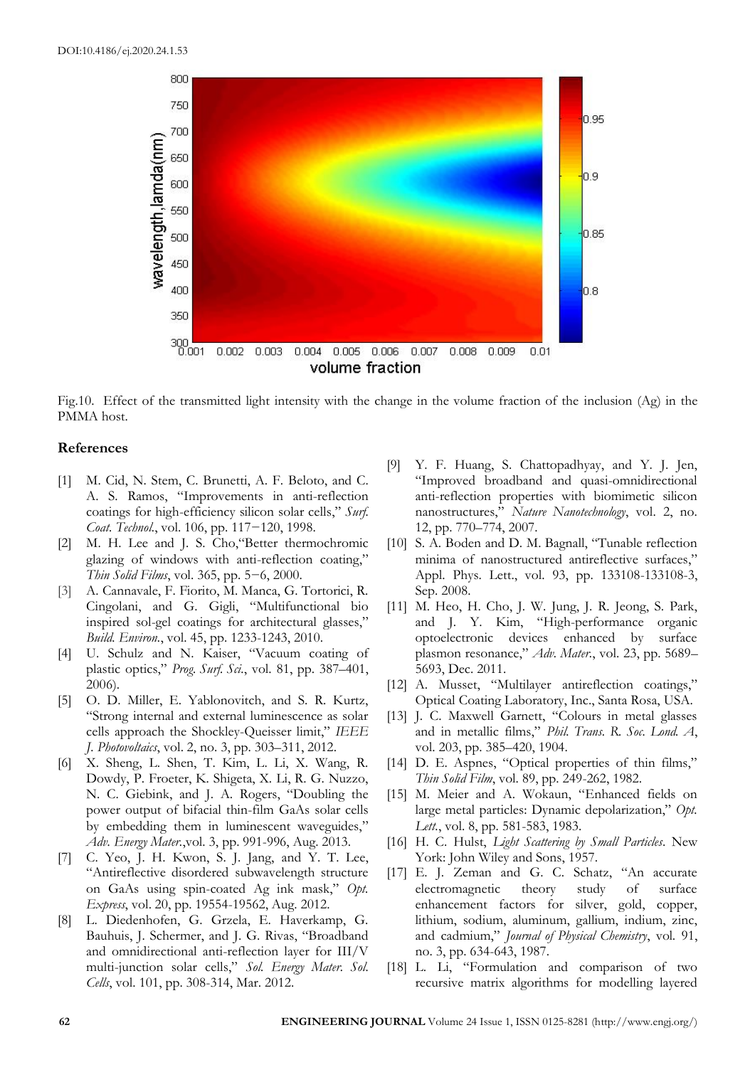800
750
700
650
600
550
500
450
400
350
300
wavelength, lamda(nm)
0.001 0.002 0.003 0.004 0.005 0.006 0.007 0.008 0.009 0.01
volume fraction
0.95
0.9
0.85
0.8

Fig.10. Effect of the transmitted light intensity with the change in the volume fraction of the inclusion (Ag) in the PMMA host.

## References

[1] M. Cid, N. Stem, C. Brunetti, A. F. Beloto, and C. A. S. Ramos, "Improvements in anti-reflection coatings for high-efficiency silicon solar cells," *Surf. Coat. Technol.*, vol. 106, pp. 117−120, 1998.

[2] M. H. Lee and J. S. Cho,"Better thermochromic glazing of windows with anti-reflection coating," *Thin Solid Films*, vol. 365, pp. 5−6, 2000.

[3] A. Cannavale, F. Fiorito, M. Manca, G. Tortorici, R. Cingolani, and G. Gigli, "Multifunctional bio inspired sol-gel coatings for architectural glasses," *Build. Environ.*, vol. 45, pp. 1233-1243, 2010.

[4] U. Schulz and N. Kaiser, "Vacuum coating of plastic optics," *Prog. Surf. Sci.*, vol. 81, pp. 387–401, 2006).

[5] O. D. Miller, E. Yablonovitch, and S. R. Kurtz, "Strong internal and external luminescence as solar cells approach the Shockley-Queisser limit," *IEEE J. Photovoltaics*, vol. 2, no. 3, pp. 303–311, 2012.

[6] X. Sheng, L. Shen, T. Kim, L. Li, X. Wang, R. Dowdy, P. Froeter, K. Shigeta, X. Li, R. G. Nuzzo, N. C. Giebink, and J. A. Rogers, "Doubling the power output of bifacial thin-film GaAs solar cells by embedding them in luminescent waveguides," *Adv. Energy Mater.*,vol. 3, pp. 991-996, Aug. 2013.

[7] C. Yeo, J. H. Kwon, S. J. Jang, and Y. T. Lee, "Antireflective disordered subwavelength structure on GaAs using spin-coated Ag ink mask," *Opt. Express*, vol. 20, pp. 19554-19562, Aug. 2012.

[8] L. Diedenhofen, G. Grzela, E. Haverkamp, G. Bauhuis, J. Schermer, and J. G. Rivas, "Broadband and omnidirectional anti-reflection layer for III/V multi-junction solar cells," *Sol. Energy Mater. Sol. Cells*, vol. 101, pp. 308-314, Mar. 2012.

[9] Y. F. Huang, S. Chattopadhyay, and Y. J. Jen, "Improved broadband and quasi-omnidirectional anti-reflection properties with biomimetic silicon nanostructures," *Nature Nanotechnology*, vol. 2, no. 12, pp. 770–774, 2007.

[10] S. A. Boden and D. M. Bagnall, "Tunable reflection minima of nanostructured antireflective surfaces," Appl. Phys. Lett., vol. 93, pp. 133108-133108-3, Sep. 2008.

[11] M. Heo, H. Cho, J. W. Jung, J. R. Jeong, S. Park, and J. Y. Kim, "High-performance organic optoelectronic devices enhanced by surface plasmon resonance," *Adv. Mater.*, vol. 23, pp. 5689–5693, Dec. 2011.

[12] A. Musset, "Multilayer antireflection coatings," Optical Coating Laboratory, Inc., Santa Rosa, USA.

[13] J. C. Maxwell Garnett, "Colours in metal glasses and in metallic films," *Phil. Trans. R. Soc. Lond. A*, vol. 203, pp. 385–420, 1904.

[14] D. E. Aspnes, "Optical properties of thin films," *Thin Solid Film*, vol. 89, pp. 249-262, 1982.

[15] M. Meier and A. Wokaun, "Enhanced fields on large metal particles: Dynamic depolarization," *Opt. Lett.*, vol. 8, pp. 581-583, 1983.

[16] H. C. Hulst, *Light Scattering by Small Particles*. New York: John Wiley and Sons, 1957.

[17] E. J. Zeman and G. C. Schatz, "An accurate electromagnetic theory study of surface enhancement factors for silver, gold, copper, lithium, sodium, aluminum, gallium, indium, zinc, and cadmium," *Journal of Physical Chemistry*, vol. 91, no. 3, pp. 634-643, 1987.

[18] L. Li, "Formulation and comparison of two recursive matrix algorithms for modelling layered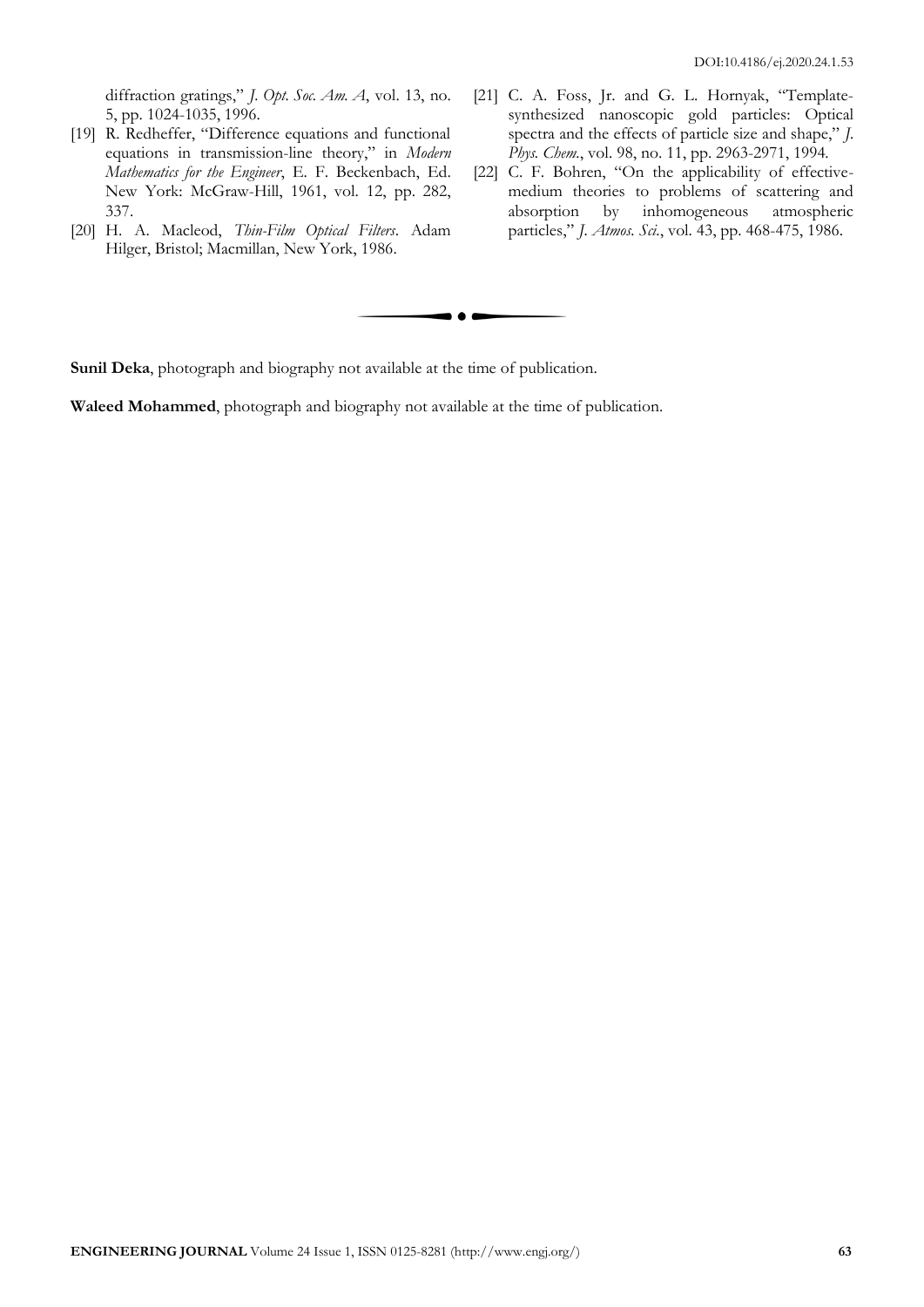diffraction gratings," *J. Opt. Soc. Am. A*, vol. 13, no. 5, pp. 1024-1035, 1996.

[19] R. Redheffer, "Difference equations and functional equations in transmission-line theory," in *Modern Mathematics for the Engineer*, E. F. Beckenbach, Ed. New York: McGraw-Hill, 1961, vol. 12, pp. 282, 337.

[20] H. A. Macleod, *Thin-Film Optical Filters*. Adam Hilger, Bristol; Macmillan, New York, 1986.

[21] C. A. Foss, Jr. and G. L. Hornyak, "Template-synthesized nanoscopic gold particles: Optical spectra and the effects of particle size and shape," *J. Phys. Chem.*, vol. 98, no. 11, pp. 2963-2971, 1994.

[22] C. F. Bohren, "On the applicability of effective-medium theories to problems of scattering and absorption by inhomogeneous atmospheric particles," *J. Atmos. Sci.*, vol. 43, pp. 468-475, 1986.

**Sunil Deka**, photograph and biography not available at the time of publication.

**Waleed Mohammed**, photograph and biography not available at the time of publication.